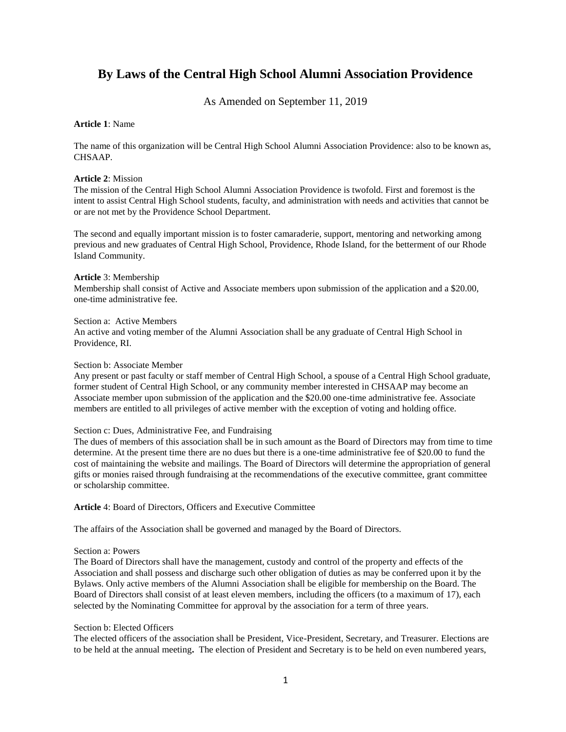# By Laws of the Central High School Alumni Association Providence

As Amended on September 11, 2019

**Article 1**: Name

The name of this organization will be Central High School Alumni Association Providence: also to be known as, CHSAAP.

**Article 2**: Mission

The mission of the Central High School Alumni Association Providence is twofold. First and foremost is the intent to assist Central High School students, faculty, and administration with needs and activities that cannot be or are not met by the Providence School Department.

The second and equally important mission is to foster camaraderie, support, mentoring and networking among previous and new graduates of Central High School, Providence, Rhode Island, for the betterment of our Rhode Island Community.

**Article** 3: Membership

Membership shall consist of Active and Associate members upon submission of the application and a $20.00, one-time administrative fee.

Section a: Active Members

An active and voting member of the Alumni Association shall be any graduate of Central High School in Providence, RI.

Section b: Associate Member

Any present or past faculty or staff member of Central High School, a spouse of a Central High School graduate, former student of Central High School, or any community member interested in CHSAAP may become an Associate member upon submission of the application and the $20.00 one-time administrative fee. Associate members are entitled to all privileges of active member with the exception of voting and holding office.

Section c: Dues, Administrative Fee, and Fundraising

The dues of members of this association shall be in such amount as the Board of Directors may from time to time determine. At the present time there are no dues but there is a one-time administrative fee of $20.00 to fund the cost of maintaining the website and mailings. The Board of Directors will determine the appropriation of general gifts or monies raised through fundraising at the recommendations of the executive committee, grant committee or scholarship committee.

**Article** 4: Board of Directors, Officers and Executive Committee

The affairs of the Association shall be governed and managed by the Board of Directors.

Section a: Powers

The Board of Directors shall have the management, custody and control of the property and effects of the Association and shall possess and discharge such other obligation of duties as may be conferred upon it by the Bylaws. Only active members of the Alumni Association shall be eligible for membership on the Board. The Board of Directors shall consist of at least eleven members, including the officers (to a maximum of 17), each selected by the Nominating Committee for approval by the association for a term of three years.

Section b: Elected Officers

The elected officers of the association shall be President, Vice-President, Secretary, and Treasurer. Elections are to be held at the annual meeting**.** The election of President and Secretary is to be held on even numbered years,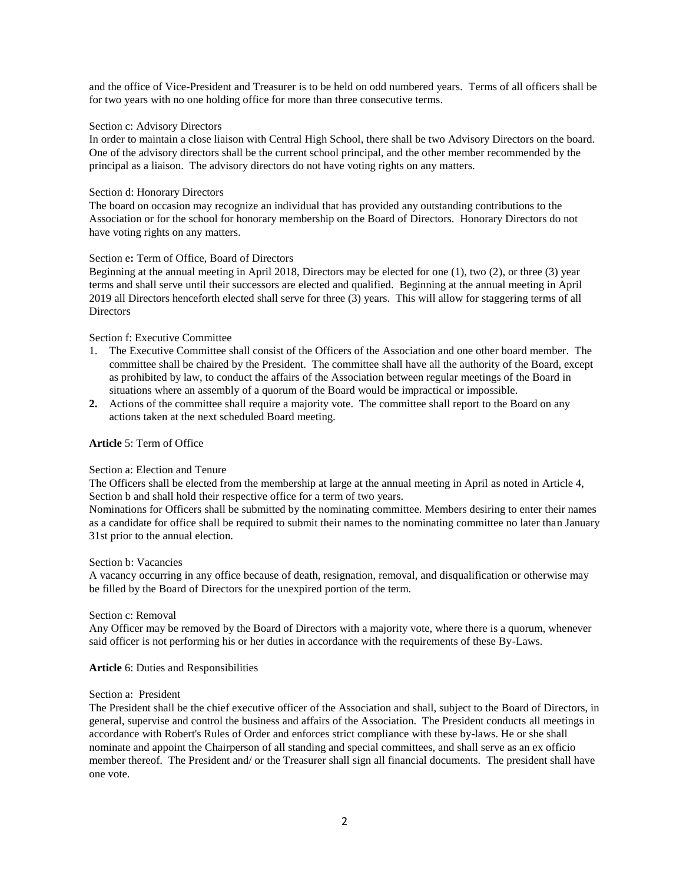and the office of Vice-President and Treasurer is to be held on odd numbered years. Terms of all officers shall be for two years with no one holding office for more than three consecutive terms.

Section c: Advisory Directors

In order to maintain a close liaison with Central High School, there shall be two Advisory Directors on the board. One of the advisory directors shall be the current school principal, and the other member recommended by the principal as a liaison. The advisory directors do not have voting rights on any matters.

Section d: Honorary Directors

The board on occasion may recognize an individual that has provided any outstanding contributions to the Association or for the school for honorary membership on the Board of Directors. Honorary Directors do not have voting rights on any matters.

Section e**:** Term of Office, Board of Directors

Beginning at the annual meeting in April 2018, Directors may be elected for one (1), two (2), or three (3) year terms and shall serve until their successors are elected and qualified. Beginning at the annual meeting in April 2019 all Directors henceforth elected shall serve for three (3) years. This will allow for staggering terms of all Directors

Section f: Executive Committee

1. The Executive Committee shall consist of the Officers of the Association and one other board member. The committee shall be chaired by the President. The committee shall have all the authority of the Board, except as prohibited by law, to conduct the affairs of the Association between regular meetings of the Board in situations where an assembly of a quorum of the Board would be impractical or impossible.
2. Actions of the committee shall require a majority vote. The committee shall report to the Board on any actions taken at the next scheduled Board meeting.

**Article** 5: Term of Office

Section a: Election and Tenure

The Officers shall be elected from the membership at large at the annual meeting in April as noted in Article 4, Section b and shall hold their respective office for a term of two years.

Nominations for Officers shall be submitted by the nominating committee. Members desiring to enter their names as a candidate for office shall be required to submit their names to the nominating committee no later than January 31st prior to the annual election.

Section b: Vacancies

A vacancy occurring in any office because of death, resignation, removal, and disqualification or otherwise may be filled by the Board of Directors for the unexpired portion of the term.

Section c: Removal

Any Officer may be removed by the Board of Directors with a majority vote, where there is a quorum, whenever said officer is not performing his or her duties in accordance with the requirements of these By-Laws.

**Article** 6: Duties and Responsibilities

Section a: President

The President shall be the chief executive officer of the Association and shall, subject to the Board of Directors, in general, supervise and control the business and affairs of the Association. The President conducts all meetings in accordance with Robert's Rules of Order and enforces strict compliance with these by-laws. He or she shall nominate and appoint the Chairperson of all standing and special committees, and shall serve as an ex officio member thereof. The President and/ or the Treasurer shall sign all financial documents. The president shall have one vote.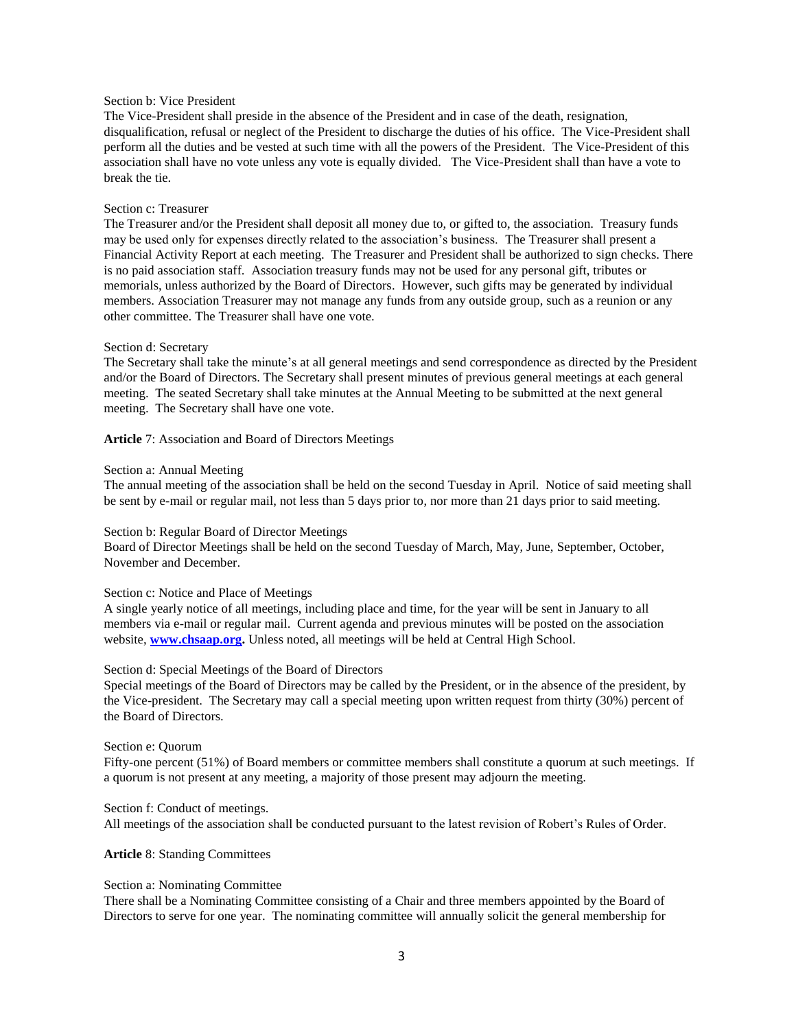Section b: Vice President

The Vice-President shall preside in the absence of the President and in case of the death, resignation, disqualification, refusal or neglect of the President to discharge the duties of his office. The Vice-President shall perform all the duties and be vested at such time with all the powers of the President. The Vice-President of this association shall have no vote unless any vote is equally divided. The Vice-President shall than have a vote to break the tie.

Section c: Treasurer

The Treasurer and/or the President shall deposit all money due to, or gifted to, the association. Treasury funds may be used only for expenses directly related to the association's business. The Treasurer shall present a Financial Activity Report at each meeting. The Treasurer and President shall be authorized to sign checks. There is no paid association staff. Association treasury funds may not be used for any personal gift, tributes or memorials, unless authorized by the Board of Directors. However, such gifts may be generated by individual members. Association Treasurer may not manage any funds from any outside group, such as a reunion or any other committee. The Treasurer shall have one vote.

Section d: Secretary

The Secretary shall take the minute's at all general meetings and send correspondence as directed by the President and/or the Board of Directors. The Secretary shall present minutes of previous general meetings at each general meeting. The seated Secretary shall take minutes at the Annual Meeting to be submitted at the next general meeting. The Secretary shall have one vote.

**Article** 7: Association and Board of Directors Meetings

Section a: Annual Meeting

The annual meeting of the association shall be held on the second Tuesday in April. Notice of said meeting shall be sent by e-mail or regular mail, not less than 5 days prior to, nor more than 21 days prior to said meeting.

Section b: Regular Board of Director Meetings

Board of Director Meetings shall be held on the second Tuesday of March, May, June, September, October, November and December.

Section c: Notice and Place of Meetings

A single yearly notice of all meetings, including place and time, for the year will be sent in January to all members via e-mail or regular mail. Current agenda and previous minutes will be posted on the association website, **www.chsaap.org.** Unless noted, all meetings will be held at Central High School.

Section d: Special Meetings of the Board of Directors

Special meetings of the Board of Directors may be called by the President, or in the absence of the president, by the Vice-president. The Secretary may call a special meeting upon written request from thirty (30%) percent of the Board of Directors.

Section e: Quorum

Fifty-one percent (51%) of Board members or committee members shall constitute a quorum at such meetings. If a quorum is not present at any meeting, a majority of those present may adjourn the meeting.

Section f: Conduct of meetings.

All meetings of the association shall be conducted pursuant to the latest revision of Robert's Rules of Order.

**Article** 8: Standing Committees

Section a: Nominating Committee

There shall be a Nominating Committee consisting of a Chair and three members appointed by the Board of Directors to serve for one year. The nominating committee will annually solicit the general membership for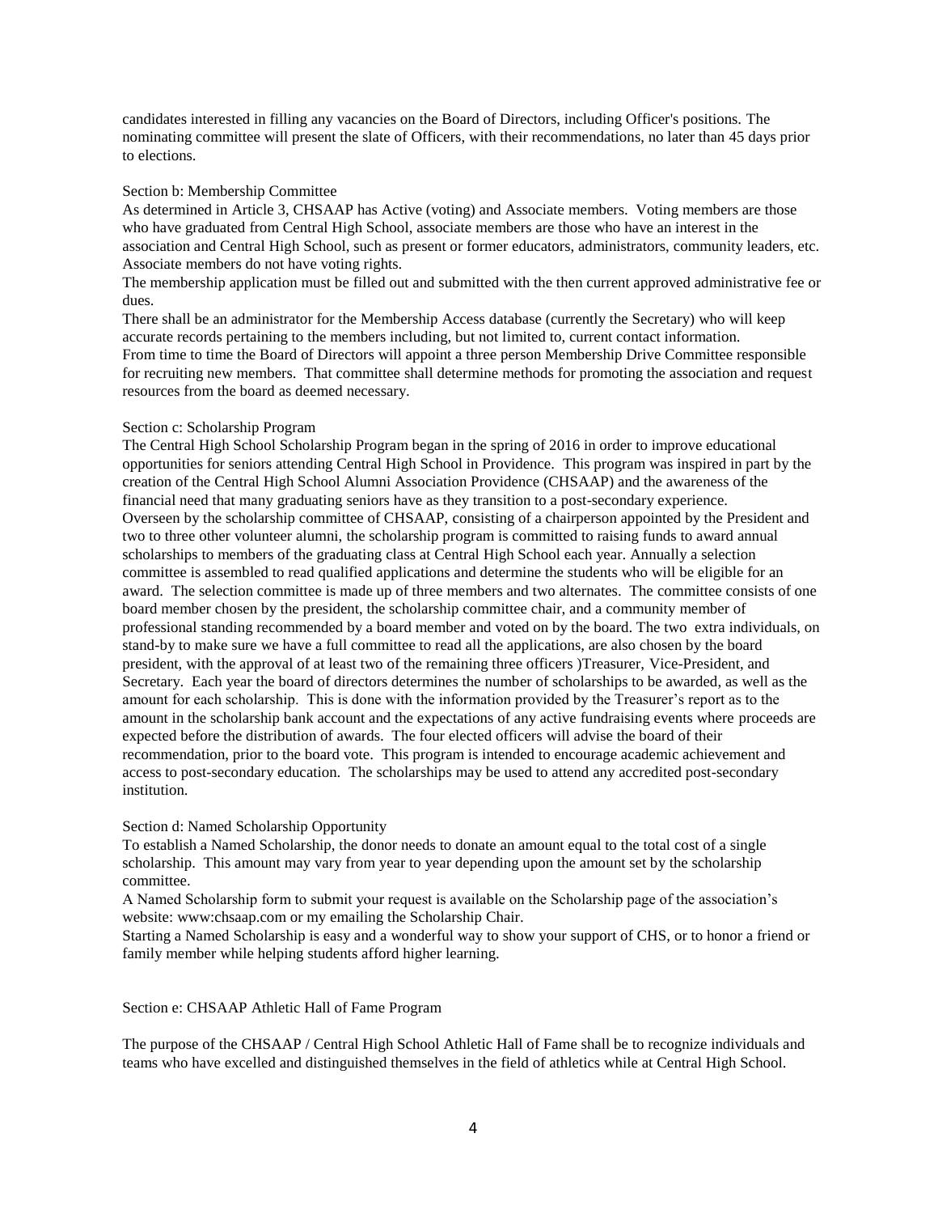candidates interested in filling any vacancies on the Board of Directors, including Officer's positions. The nominating committee will present the slate of Officers, with their recommendations, no later than 45 days prior to elections.

Section b: Membership Committee

As determined in Article 3, CHSAAP has Active (voting) and Associate members. Voting members are those who have graduated from Central High School, associate members are those who have an interest in the association and Central High School, such as present or former educators, administrators, community leaders, etc. Associate members do not have voting rights.

The membership application must be filled out and submitted with the then current approved administrative fee or dues.

There shall be an administrator for the Membership Access database (currently the Secretary) who will keep accurate records pertaining to the members including, but not limited to, current contact information.

From time to time the Board of Directors will appoint a three person Membership Drive Committee responsible for recruiting new members. That committee shall determine methods for promoting the association and request resources from the board as deemed necessary.

Section c: Scholarship Program

The Central High School Scholarship Program began in the spring of 2016 in order to improve educational opportunities for seniors attending Central High School in Providence. This program was inspired in part by the creation of the Central High School Alumni Association Providence (CHSAAP) and the awareness of the financial need that many graduating seniors have as they transition to a post-secondary experience.

Overseen by the scholarship committee of CHSAAP, consisting of a chairperson appointed by the President and two to three other volunteer alumni, the scholarship program is committed to raising funds to award annual scholarships to members of the graduating class at Central High School each year. Annually a selection committee is assembled to read qualified applications and determine the students who will be eligible for an award. The selection committee is made up of three members and two alternates. The committee consists of one board member chosen by the president, the scholarship committee chair, and a community member of professional standing recommended by a board member and voted on by the board. The two extra individuals, on stand-by to make sure we have a full committee to read all the applications, are also chosen by the board president, with the approval of at least two of the remaining three officers )Treasurer, Vice-President, and Secretary. Each year the board of directors determines the number of scholarships to be awarded, as well as the amount for each scholarship. This is done with the information provided by the Treasurer's report as to the amount in the scholarship bank account and the expectations of any active fundraising events where proceeds are expected before the distribution of awards. The four elected officers will advise the board of their recommendation, prior to the board vote. This program is intended to encourage academic achievement and access to post-secondary education. The scholarships may be used to attend any accredited post-secondary institution.

Section d: Named Scholarship Opportunity

To establish a Named Scholarship, the donor needs to donate an amount equal to the total cost of a single scholarship. This amount may vary from year to year depending upon the amount set by the scholarship committee.

A Named Scholarship form to submit your request is available on the Scholarship page of the association's website: www:chsaap.com or my emailing the Scholarship Chair.

Starting a Named Scholarship is easy and a wonderful way to show your support of CHS, or to honor a friend or family member while helping students afford higher learning.

Section e: CHSAAP Athletic Hall of Fame Program

The purpose of the CHSAAP / Central High School Athletic Hall of Fame shall be to recognize individuals and teams who have excelled and distinguished themselves in the field of athletics while at Central High School.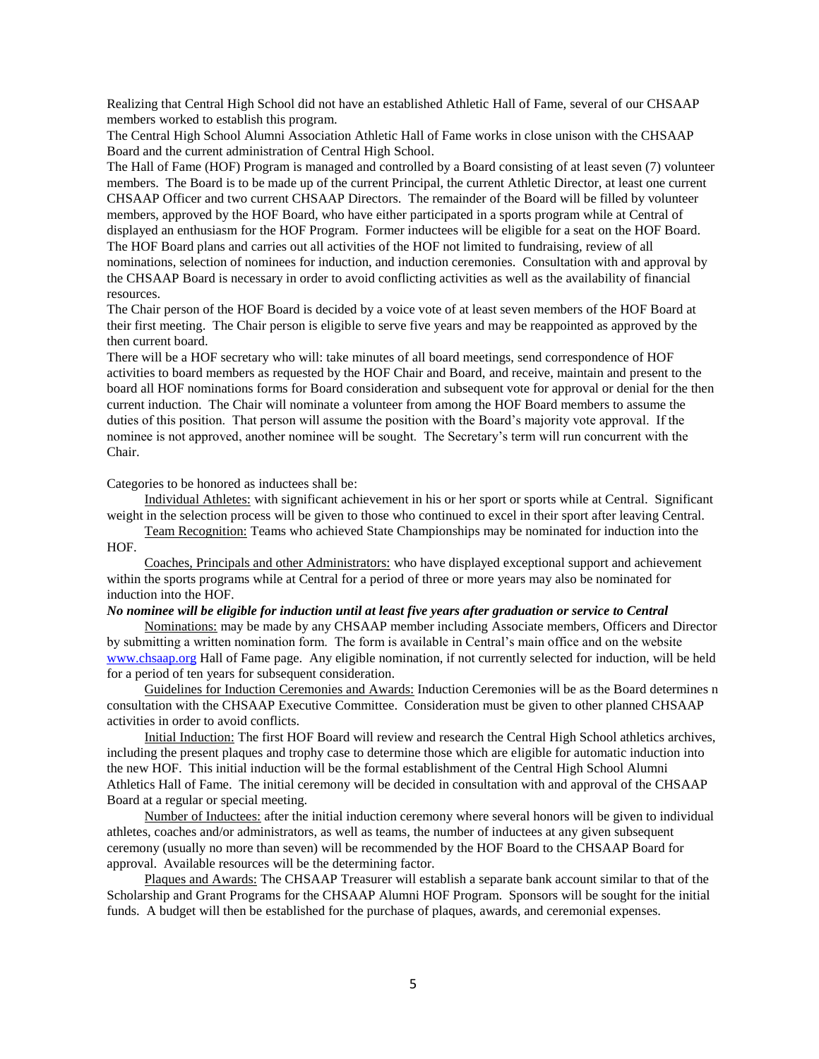Realizing that Central High School did not have an established Athletic Hall of Fame, several of our CHSAAP members worked to establish this program.

The Central High School Alumni Association Athletic Hall of Fame works in close unison with the CHSAAP Board and the current administration of Central High School.

The Hall of Fame (HOF) Program is managed and controlled by a Board consisting of at least seven (7) volunteer members. The Board is to be made up of the current Principal, the current Athletic Director, at least one current CHSAAP Officer and two current CHSAAP Directors. The remainder of the Board will be filled by volunteer members, approved by the HOF Board, who have either participated in a sports program while at Central of displayed an enthusiasm for the HOF Program. Former inductees will be eligible for a seat on the HOF Board.

The HOF Board plans and carries out all activities of the HOF not limited to fundraising, review of all nominations, selection of nominees for induction, and induction ceremonies. Consultation with and approval by the CHSAAP Board is necessary in order to avoid conflicting activities as well as the availability of financial resources.

The Chair person of the HOF Board is decided by a voice vote of at least seven members of the HOF Board at their first meeting. The Chair person is eligible to serve five years and may be reappointed as approved by the then current board.

There will be a HOF secretary who will: take minutes of all board meetings, send correspondence of HOF activities to board members as requested by the HOF Chair and Board, and receive, maintain and present to the board all HOF nominations forms for Board consideration and subsequent vote for approval or denial for the then current induction. The Chair will nominate a volunteer from among the HOF Board members to assume the duties of this position. That person will assume the position with the Board's majority vote approval. If the nominee is not approved, another nominee will be sought. The Secretary's term will run concurrent with the Chair.

Categories to be honored as inductees shall be:

Individual Athletes: with significant achievement in his or her sport or sports while at Central. Significant weight in the selection process will be given to those who continued to excel in their sport after leaving Central.

Team Recognition: Teams who achieved State Championships may be nominated for induction into the HOF.

Coaches, Principals and other Administrators: who have displayed exceptional support and achievement within the sports programs while at Central for a period of three or more years may also be nominated for induction into the HOF.

***No nominee will be eligible for induction until at least five years after graduation or service to Central***

Nominations: may be made by any CHSAAP member including Associate members, Officers and Director by submitting a written nomination form. The form is available in Central's main office and on the website www.chsaap.org Hall of Fame page. Any eligible nomination, if not currently selected for induction, will be held for a period of ten years for subsequent consideration.

Guidelines for Induction Ceremonies and Awards: Induction Ceremonies will be as the Board determines n consultation with the CHSAAP Executive Committee. Consideration must be given to other planned CHSAAP activities in order to avoid conflicts.

Initial Induction: The first HOF Board will review and research the Central High School athletics archives, including the present plaques and trophy case to determine those which are eligible for automatic induction into the new HOF. This initial induction will be the formal establishment of the Central High School Alumni Athletics Hall of Fame. The initial ceremony will be decided in consultation with and approval of the CHSAAP Board at a regular or special meeting.

Number of Inductees: after the initial induction ceremony where several honors will be given to individual athletes, coaches and/or administrators, as well as teams, the number of inductees at any given subsequent ceremony (usually no more than seven) will be recommended by the HOF Board to the CHSAAP Board for approval. Available resources will be the determining factor.

Plaques and Awards: The CHSAAP Treasurer will establish a separate bank account similar to that of the Scholarship and Grant Programs for the CHSAAP Alumni HOF Program. Sponsors will be sought for the initial funds. A budget will then be established for the purchase of plaques, awards, and ceremonial expenses.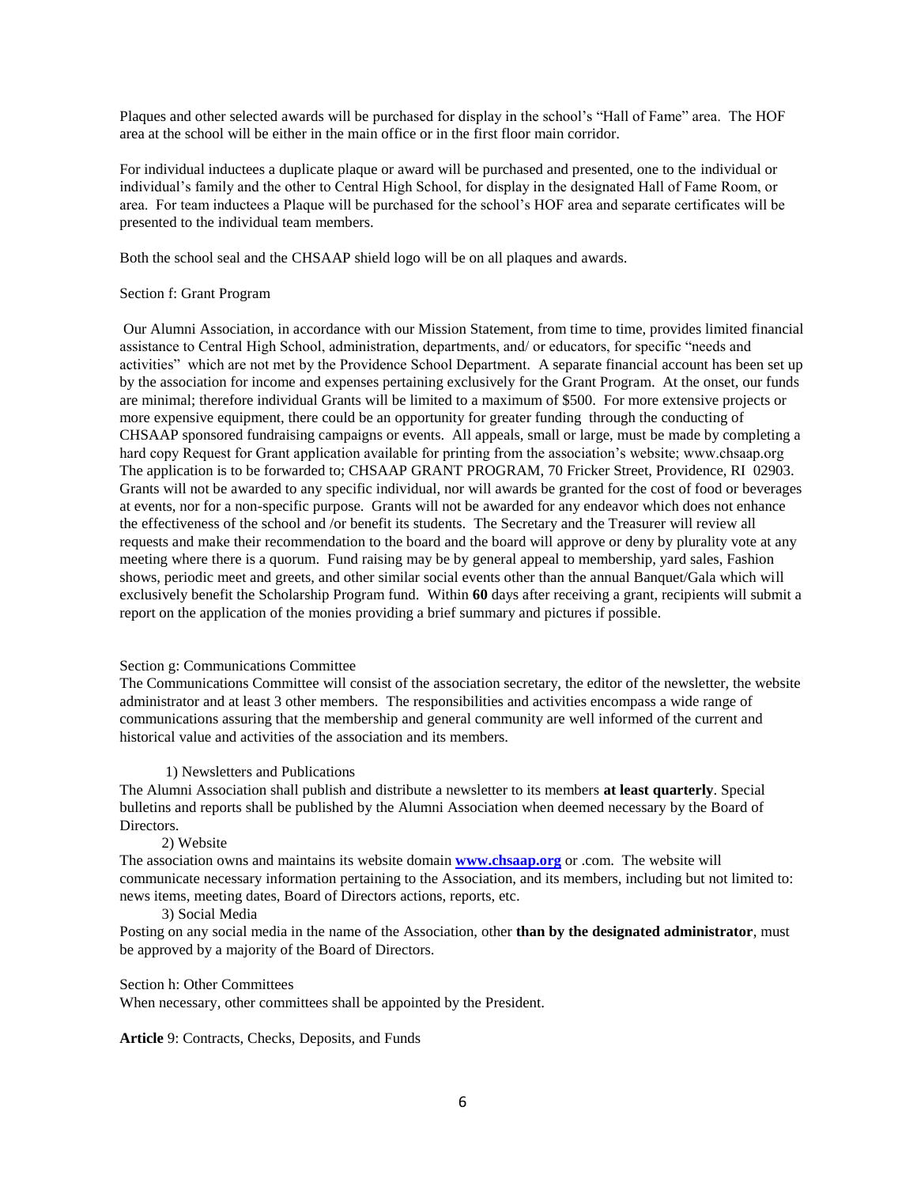Plaques and other selected awards will be purchased for display in the school's "Hall of Fame" area. The HOF area at the school will be either in the main office or in the first floor main corridor.

For individual inductees a duplicate plaque or award will be purchased and presented, one to the individual or individual's family and the other to Central High School, for display in the designated Hall of Fame Room, or area. For team inductees a Plaque will be purchased for the school's HOF area and separate certificates will be presented to the individual team members.

Both the school seal and the CHSAAP shield logo will be on all plaques and awards.

Section f: Grant Program

Our Alumni Association, in accordance with our Mission Statement, from time to time, provides limited financial assistance to Central High School, administration, departments, and/ or educators, for specific "needs and activities" which are not met by the Providence School Department. A separate financial account has been set up by the association for income and expenses pertaining exclusively for the Grant Program. At the onset, our funds are minimal; therefore individual Grants will be limited to a maximum of $500. For more extensive projects or more expensive equipment, there could be an opportunity for greater funding through the conducting of CHSAAP sponsored fundraising campaigns or events. All appeals, small or large, must be made by completing a hard copy Request for Grant application available for printing from the association's website; www.chsaap.org The application is to be forwarded to; CHSAAP GRANT PROGRAM, 70 Fricker Street, Providence, RI 02903. Grants will not be awarded to any specific individual, nor will awards be granted for the cost of food or beverages at events, nor for a non-specific purpose. Grants will not be awarded for any endeavor which does not enhance the effectiveness of the school and /or benefit its students. The Secretary and the Treasurer will review all requests and make their recommendation to the board and the board will approve or deny by plurality vote at any meeting where there is a quorum. Fund raising may be by general appeal to membership, yard sales, Fashion shows, periodic meet and greets, and other similar social events other than the annual Banquet/Gala which will exclusively benefit the Scholarship Program fund. Within **60** days after receiving a grant, recipients will submit a report on the application of the monies providing a brief summary and pictures if possible.

Section g: Communications Committee

The Communications Committee will consist of the association secretary, the editor of the newsletter, the website administrator and at least 3 other members. The responsibilities and activities encompass a wide range of communications assuring that the membership and general community are well informed of the current and historical value and activities of the association and its members.

1) Newsletters and Publications

The Alumni Association shall publish and distribute a newsletter to its members **at least quarterly**. Special bulletins and reports shall be published by the Alumni Association when deemed necessary by the Board of Directors.

2) Website

The association owns and maintains its website domain **www.chsaap.org** or .com. The website will communicate necessary information pertaining to the Association, and its members, including but not limited to: news items, meeting dates, Board of Directors actions, reports, etc.

3) Social Media

Posting on any social media in the name of the Association, other **than by the designated administrator**, must be approved by a majority of the Board of Directors.

Section h: Other Committees

When necessary, other committees shall be appointed by the President.

**Article** 9: Contracts, Checks, Deposits, and Funds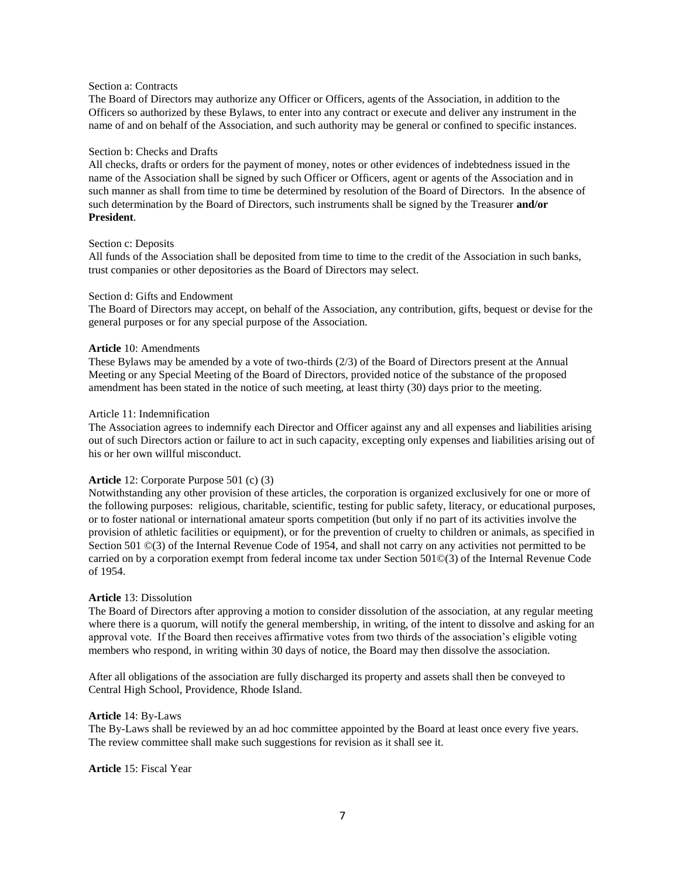Section a: Contracts

The Board of Directors may authorize any Officer or Officers, agents of the Association, in addition to the Officers so authorized by these Bylaws, to enter into any contract or execute and deliver any instrument in the name of and on behalf of the Association, and such authority may be general or confined to specific instances.

Section b: Checks and Drafts

All checks, drafts or orders for the payment of money, notes or other evidences of indebtedness issued in the name of the Association shall be signed by such Officer or Officers, agent or agents of the Association and in such manner as shall from time to time be determined by resolution of the Board of Directors. In the absence of such determination by the Board of Directors, such instruments shall be signed by the Treasurer **and/or President**.

Section c: Deposits

All funds of the Association shall be deposited from time to time to the credit of the Association in such banks, trust companies or other depositories as the Board of Directors may select.

Section d: Gifts and Endowment

The Board of Directors may accept, on behalf of the Association, any contribution, gifts, bequest or devise for the general purposes or for any special purpose of the Association.

**Article** 10: Amendments

These Bylaws may be amended by a vote of two-thirds (2/3) of the Board of Directors present at the Annual Meeting or any Special Meeting of the Board of Directors, provided notice of the substance of the proposed amendment has been stated in the notice of such meeting, at least thirty (30) days prior to the meeting.

Article 11: Indemnification

The Association agrees to indemnify each Director and Officer against any and all expenses and liabilities arising out of such Directors action or failure to act in such capacity, excepting only expenses and liabilities arising out of his or her own willful misconduct.

**Article** 12: Corporate Purpose 501 (c) (3)

Notwithstanding any other provision of these articles, the corporation is organized exclusively for one or more of the following purposes: religious, charitable, scientific, testing for public safety, literacy, or educational purposes, or to foster national or international amateur sports competition (but only if no part of its activities involve the provision of athletic facilities or equipment), or for the prevention of cruelty to children or animals, as specified in Section 501 ©(3) of the Internal Revenue Code of 1954, and shall not carry on any activities not permitted to be carried on by a corporation exempt from federal income tax under Section 501©(3) of the Internal Revenue Code of 1954.

**Article** 13: Dissolution

The Board of Directors after approving a motion to consider dissolution of the association, at any regular meeting where there is a quorum, will notify the general membership, in writing, of the intent to dissolve and asking for an approval vote. If the Board then receives affirmative votes from two thirds of the association's eligible voting members who respond, in writing within 30 days of notice, the Board may then dissolve the association.

After all obligations of the association are fully discharged its property and assets shall then be conveyed to Central High School, Providence, Rhode Island.

**Article** 14: By-Laws

The By-Laws shall be reviewed by an ad hoc committee appointed by the Board at least once every five years. The review committee shall make such suggestions for revision as it shall see it.

**Article** 15: Fiscal Year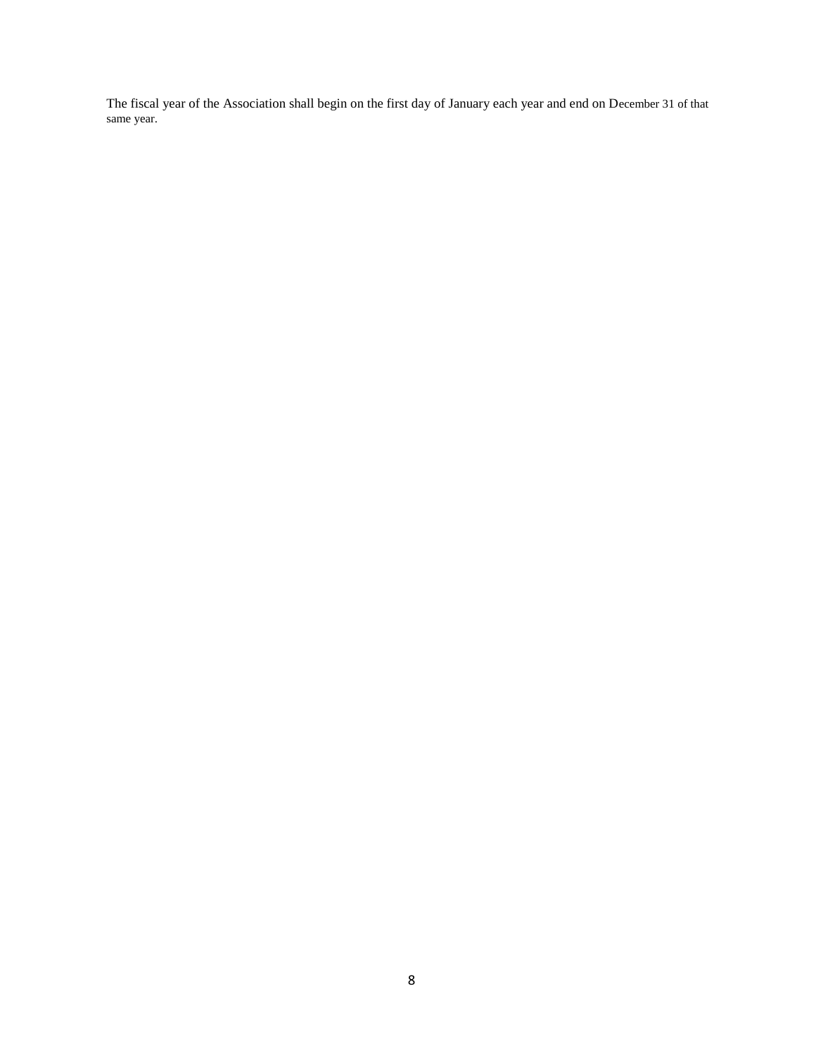The fiscal year of the Association shall begin on the first day of January each year and end on December 31 of that same year.